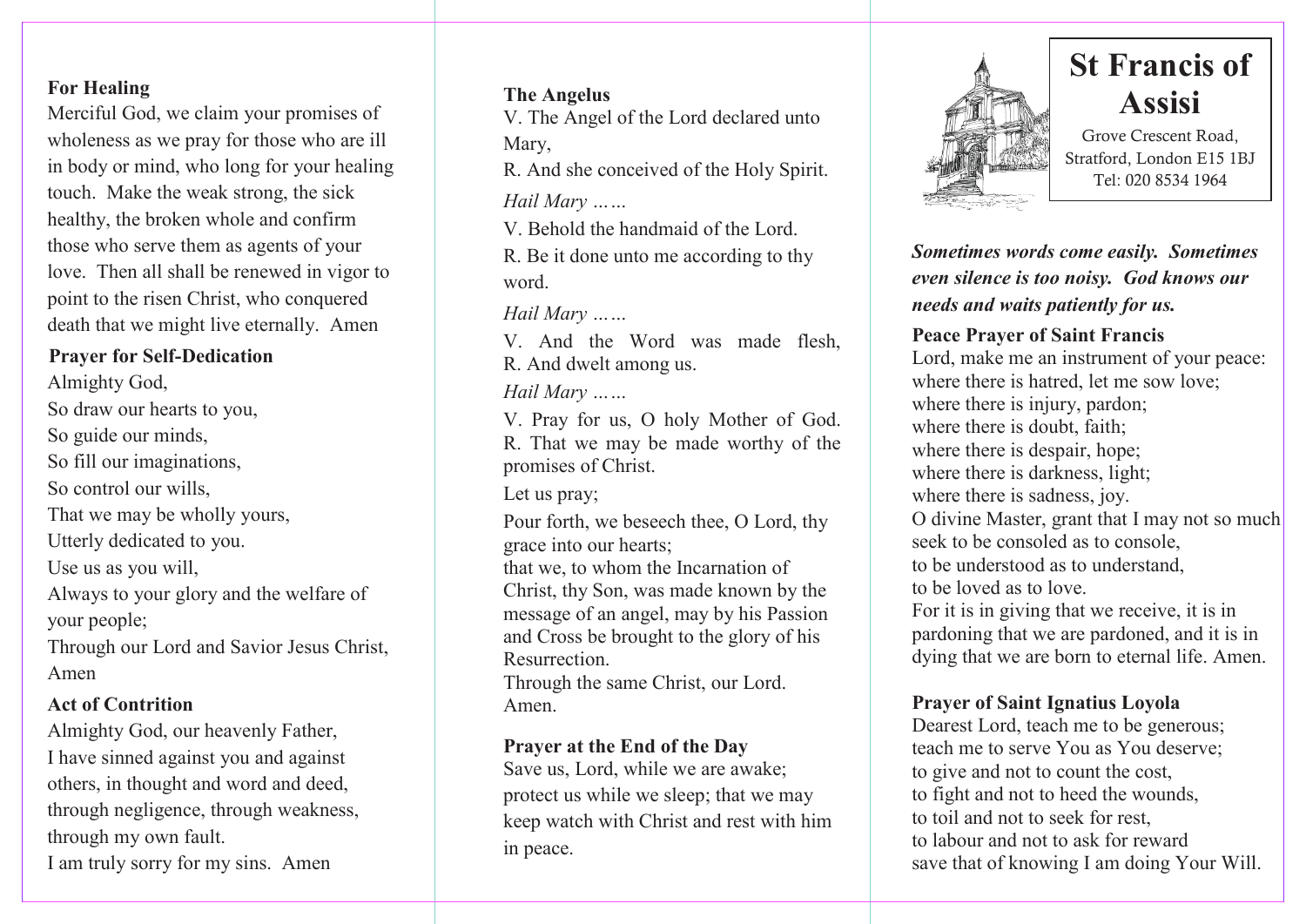**For Healing**

Merciful God, we claim your promises of wholeness as we pray for those who are ill in body or mind, who long for your healing touch. Make the weak strong, the sick healthy, the broken whole and confirm those who serve them as agents of your love. Then all shall be renewed in vigor to point to the risen Christ, who conquered death that we might live eternally. Amen

**Prayer for Self-Dedication**

Almighty God,
So draw our hearts to you,
So guide our minds,
So fill our imaginations,
So control our wills,
That we may be wholly yours,
Utterly dedicated to you.
Use us as you will,
Always to your glory and the welfare of your people;
Through our Lord and Savior Jesus Christ, Amen

**Act of Contrition**

Almighty God, our heavenly Father,
I have sinned against you and against others, in thought and word and deed, through negligence, through weakness, through my own fault.
I am truly sorry for my sins. Amen

**The Angelus**

V. The Angel of the Lord declared unto Mary,
R. And she conceived of the Holy Spirit.

*Hail Mary ……*

V. Behold the handmaid of the Lord.
R. Be it done unto me according to thy word.

*Hail Mary ……*

V. And the Word was made flesh,
R. And dwelt among us.

*Hail Mary ……*

V. Pray for us, O holy Mother of God.
R. That we may be made worthy of the promises of Christ.

Let us pray;

Pour forth, we beseech thee, O Lord, thy grace into our hearts;
that we, to whom the Incarnation of Christ, thy Son, was made known by the message of an angel, may by his Passion and Cross be brought to the glory of his Resurrection.
Through the same Christ, our Lord.
Amen.

**Prayer at the End of the Day**

Save us, Lord, while we are awake; protect us while we sleep; that we may keep watch with Christ and rest with him in peace.

# St Francis of Assisi

Grove Crescent Road,
Stratford, London E15 1BJ
Tel: 020 8534 1964

***Sometimes words come easily. Sometimes even silence is too noisy. God knows our needs and waits patiently for us.***

**Peace Prayer of Saint Francis**

Lord, make me an instrument of your peace:
where there is hatred, let me sow love;
where there is injury, pardon;
where there is doubt, faith;
where there is despair, hope;
where there is darkness, light;
where there is sadness, joy.
O divine Master, grant that I may not so much seek to be consoled as to console,
to be understood as to understand,
to be loved as to love.
For it is in giving that we receive, it is in pardoning that we are pardoned, and it is in dying that we are born to eternal life. Amen.

**Prayer of Saint Ignatius Loyola**

Dearest Lord, teach me to be generous;
teach me to serve You as You deserve;
to give and not to count the cost,
to fight and not to heed the wounds,
to toil and not to seek for rest,
to labour and not to ask for reward
save that of knowing I am doing Your Will.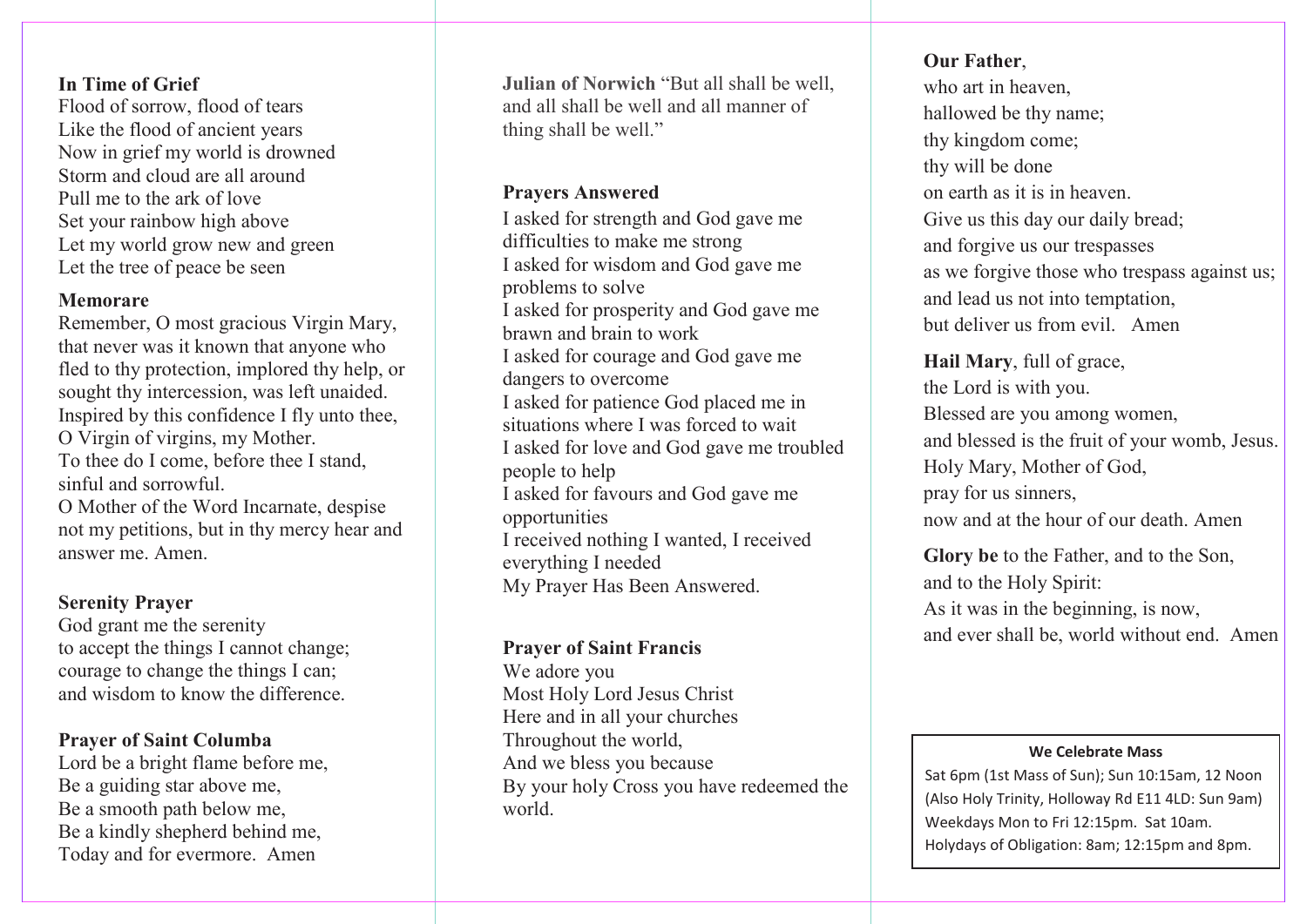**In Time of Grief**
Flood of sorrow, flood of tears
Like the flood of ancient years
Now in grief my world is drowned
Storm and cloud are all around
Pull me to the ark of love
Set your rainbow high above
Let my world grow new and green
Let the tree of peace be seen

**Memorare**
Remember, O most gracious Virgin Mary, that never was it known that anyone who fled to thy protection, implored thy help, or sought thy intercession, was left unaided. Inspired by this confidence I fly unto thee, O Virgin of virgins, my Mother.
To thee do I come, before thee I stand, sinful and sorrowful.
O Mother of the Word Incarnate, despise not my petitions, but in thy mercy hear and answer me. Amen.

**Serenity Prayer**
God grant me the serenity
to accept the things I cannot change;
courage to change the things I can;
and wisdom to know the difference.

**Prayer of Saint Columba**
Lord be a bright flame before me,
Be a guiding star above me,
Be a smooth path below me,
Be a kindly shepherd behind me,
Today and for evermore. Amen

**Julian of Norwich** "But all shall be well, and all shall be well and all manner of thing shall be well."

**Prayers Answered**
I asked for strength and God gave me difficulties to make me strong
I asked for wisdom and God gave me problems to solve
I asked for prosperity and God gave me brawn and brain to work
I asked for courage and God gave me dangers to overcome
I asked for patience God placed me in situations where I was forced to wait
I asked for love and God gave me troubled people to help
I asked for favours and God gave me opportunities
I received nothing I wanted, I received everything I needed
My Prayer Has Been Answered.

**Prayer of Saint Francis**
We adore you
Most Holy Lord Jesus Christ
Here and in all your churches
Throughout the world,
And we bless you because
By your holy Cross you have redeemed the world.

**Our Father**,
who art in heaven,
hallowed be thy name;
thy kingdom come;
thy will be done
on earth as it is in heaven.
Give us this day our daily bread;
and forgive us our trespasses
as we forgive those who trespass against us;
and lead us not into temptation,
but deliver us from evil. Amen

**Hail Mary**, full of grace,
the Lord is with you.
Blessed are you among women,
and blessed is the fruit of your womb, Jesus.
Holy Mary, Mother of God,
pray for us sinners,
now and at the hour of our death. Amen

**Glory be** to the Father, and to the Son,
and to the Holy Spirit:
As it was in the beginning, is now,
and ever shall be, world without end. Amen

**We Celebrate Mass**
Sat 6pm (1st Mass of Sun); Sun 10:15am, 12 Noon
(Also Holy Trinity, Holloway Rd E11 4LD: Sun 9am)
Weekdays Mon to Fri 12:15pm. Sat 10am.
Holydays of Obligation: 8am; 12:15pm and 8pm.